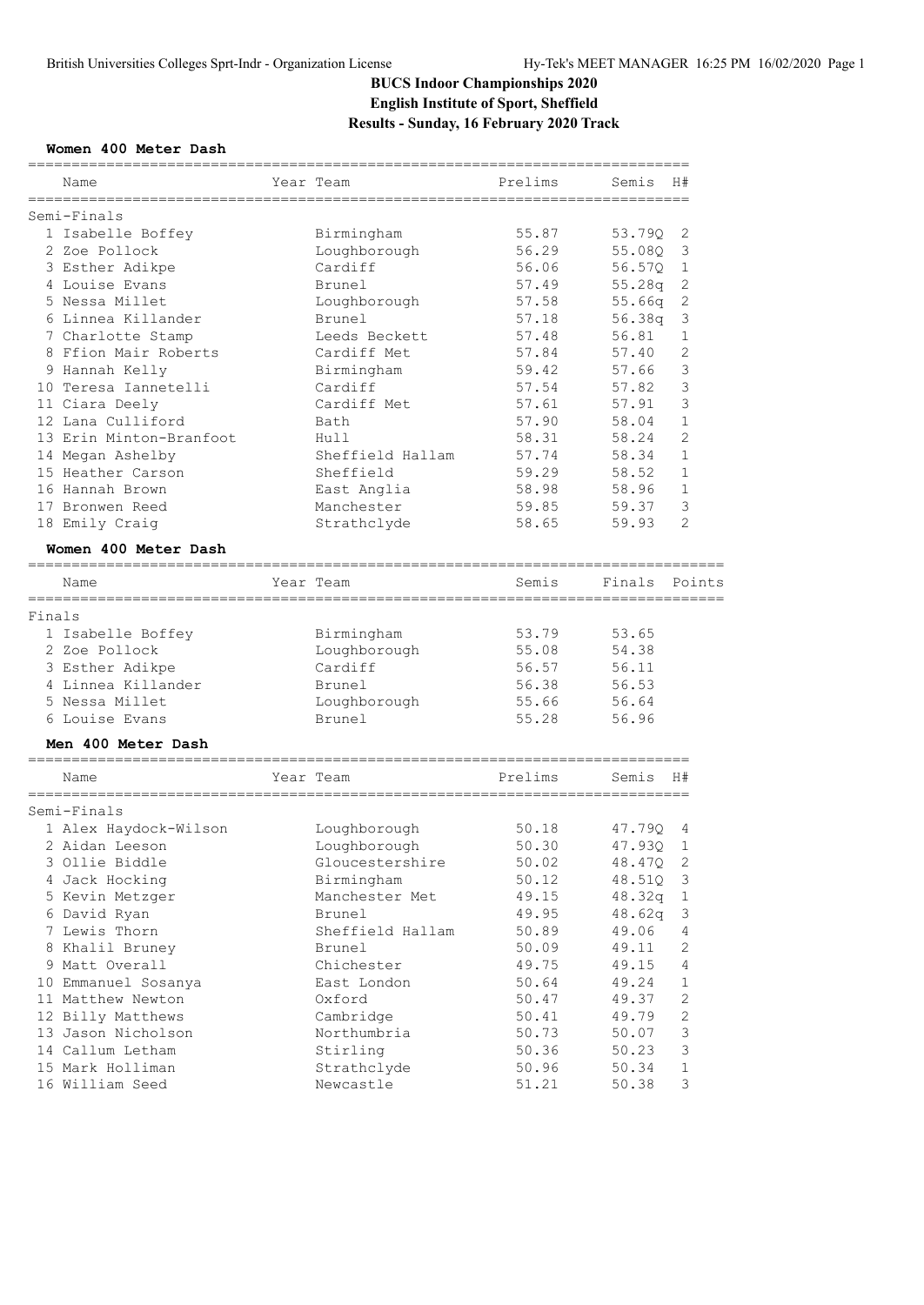# BUCS Indoor Championships 2020
## English Institute of Sport, Sheffield
## Results - Sunday, 16 February 2020 Track

### Women 400 Meter Dash

**Semi-Finals**

| | Name | Year | Team | Prelims | Semis | H# |
|---|---|---|---|---|---|---|
| 1 | Isabelle Boffey | | Birmingham | 55.87 | 53.79Q | 2 |
| 2 | Zoe Pollock | | Loughborough | 56.29 | 55.08Q | 3 |
| 3 | Esther Adikpe | | Cardiff | 56.06 | 56.57Q | 1 |
| 4 | Louise Evans | | Brunel | 57.49 | 55.28q | 2 |
| 5 | Nessa Millet | | Loughborough | 57.58 | 55.66q | 2 |
| 6 | Linnea Killander | | Brunel | 57.18 | 56.38q | 3 |
| 7 | Charlotte Stamp | | Leeds Beckett | 57.48 | 56.81 | 1 |
| 8 | Ffion Mair Roberts | | Cardiff Met | 57.84 | 57.40 | 2 |
| 9 | Hannah Kelly | | Birmingham | 59.42 | 57.66 | 3 |
| 10 | Teresa Iannetelli | | Cardiff | 57.54 | 57.82 | 3 |
| 11 | Ciara Deely | | Cardiff Met | 57.61 | 57.91 | 3 |
| 12 | Lana Culliford | | Bath | 57.90 | 58.04 | 1 |
| 13 | Erin Minton-Branfoot | | Hull | 58.31 | 58.24 | 2 |
| 14 | Megan Ashelby | | Sheffield Hallam | 57.74 | 58.34 | 1 |
| 15 | Heather Carson | | Sheffield | 59.29 | 58.52 | 1 |
| 16 | Hannah Brown | | East Anglia | 58.98 | 58.96 | 1 |
| 17 | Bronwen Reed | | Manchester | 59.85 | 59.37 | 3 |
| 18 | Emily Craig | | Strathclyde | 58.65 | 59.93 | 2 |

### Women 400 Meter Dash

**Finals**

| | Name | Year | Team | Semis | Finals | Points |
|---|---|---|---|---|---|---|
| 1 | Isabelle Boffey | | Birmingham | 53.79 | 53.65 | |
| 2 | Zoe Pollock | | Loughborough | 55.08 | 54.38 | |
| 3 | Esther Adikpe | | Cardiff | 56.57 | 56.11 | |
| 4 | Linnea Killander | | Brunel | 56.38 | 56.53 | |
| 5 | Nessa Millet | | Loughborough | 55.66 | 56.64 | |
| 6 | Louise Evans | | Brunel | 55.28 | 56.96 | |

### Men 400 Meter Dash

**Semi-Finals**

| | Name | Year | Team | Prelims | Semis | H# |
|---|---|---|---|---|---|---|
| 1 | Alex Haydock-Wilson | | Loughborough | 50.18 | 47.79Q | 4 |
| 2 | Aidan Leeson | | Loughborough | 50.30 | 47.93Q | 1 |
| 3 | Ollie Biddle | | Gloucestershire | 50.02 | 48.47Q | 2 |
| 4 | Jack Hocking | | Birmingham | 50.12 | 48.51Q | 3 |
| 5 | Kevin Metzger | | Manchester Met | 49.15 | 48.32q | 1 |
| 6 | David Ryan | | Brunel | 49.95 | 48.62q | 3 |
| 7 | Lewis Thorn | | Sheffield Hallam | 50.89 | 49.06 | 4 |
| 8 | Khalil Bruney | | Brunel | 50.09 | 49.11 | 2 |
| 9 | Matt Overall | | Chichester | 49.75 | 49.15 | 4 |
| 10 | Emmanuel Sosanya | | East London | 50.64 | 49.24 | 1 |
| 11 | Matthew Newton | | Oxford | 50.47 | 49.37 | 2 |
| 12 | Billy Matthews | | Cambridge | 50.41 | 49.79 | 2 |
| 13 | Jason Nicholson | | Northumbria | 50.73 | 50.07 | 3 |
| 14 | Callum Letham | | Stirling | 50.36 | 50.23 | 3 |
| 15 | Mark Holliman | | Strathclyde | 50.96 | 50.34 | 1 |
| 16 | William Seed | | Newcastle | 51.21 | 50.38 | 3 |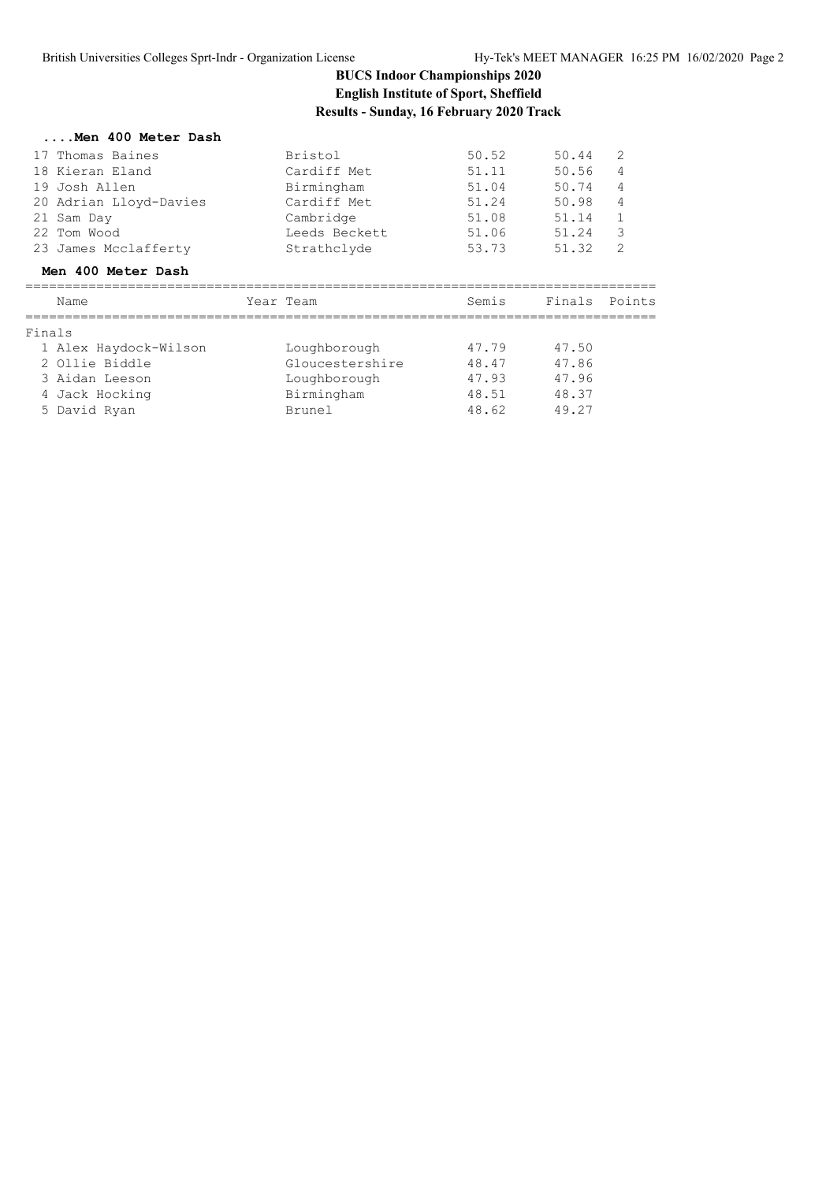# BUCS Indoor Championships 2020

**English Institute of Sport, Sheffield**

**Results - Sunday, 16 February 2020 Track**

### ....Men 400 Meter Dash

| | | | | | |
|---|---|---|---|---|---|
| 17 | Thomas Baines | Bristol | 50.52 | 50.44 | 2 |
| 18 | Kieran Eland | Cardiff Met | 51.11 | 50.56 | 4 |
| 19 | Josh Allen | Birmingham | 51.04 | 50.74 | 4 |
| 20 | Adrian Lloyd-Davies | Cardiff Met | 51.24 | 50.98 | 4 |
| 21 | Sam Day | Cambridge | 51.08 | 51.14 | 1 |
| 22 | Tom Wood | Leeds Beckett | 51.06 | 51.24 | 3 |
| 23 | James Mcclafferty | Strathclyde | 53.73 | 51.32 | 2 |

### Men 400 Meter Dash

| | Name | Year Team | Semis | Finals | Points |
|---|---|---|---|---|---|
| **Finals** | | | | | |
| 1 | Alex Haydock-Wilson | Loughborough | 47.79 | 47.50 | |
| 2 | Ollie Biddle | Gloucestershire | 48.47 | 47.86 | |
| 3 | Aidan Leeson | Loughborough | 47.93 | 47.96 | |
| 4 | Jack Hocking | Birmingham | 48.51 | 48.37 | |
| 5 | David Ryan | Brunel | 48.62 | 49.27 | |